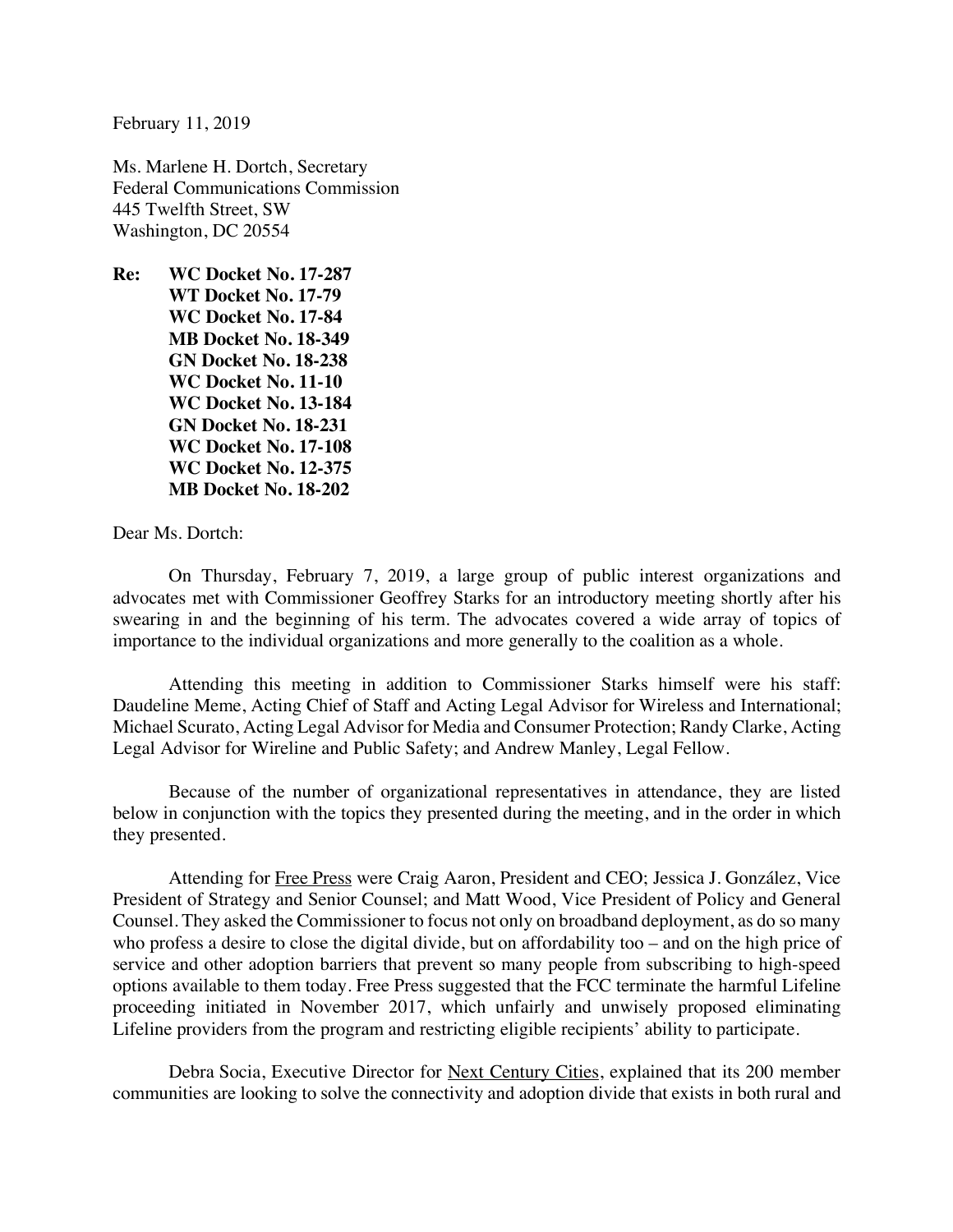February 11, 2019

Ms. Marlene H. Dortch, Secretary
Federal Communications Commission
445 Twelfth Street, SW
Washington, DC 20554

**Re: WC Docket No. 17-287**
**WT Docket No. 17-79**
**WC Docket No. 17-84**
**MB Docket No. 18-349**
**GN Docket No. 18-238**
**WC Docket No. 11-10**
**WC Docket No. 13-184**
**GN Docket No. 18-231**
**WC Docket No. 17-108**
**WC Docket No. 12-375**
**MB Docket No. 18-202**

Dear Ms. Dortch:

On Thursday, February 7, 2019, a large group of public interest organizations and advocates met with Commissioner Geoffrey Starks for an introductory meeting shortly after his swearing in and the beginning of his term. The advocates covered a wide array of topics of importance to the individual organizations and more generally to the coalition as a whole.

Attending this meeting in addition to Commissioner Starks himself were his staff: Daudeline Meme, Acting Chief of Staff and Acting Legal Advisor for Wireless and International; Michael Scurato, Acting Legal Advisor for Media and Consumer Protection; Randy Clarke, Acting Legal Advisor for Wireline and Public Safety; and Andrew Manley, Legal Fellow.

Because of the number of organizational representatives in attendance, they are listed below in conjunction with the topics they presented during the meeting, and in the order in which they presented.

Attending for Free Press were Craig Aaron, President and CEO; Jessica J. González, Vice President of Strategy and Senior Counsel; and Matt Wood, Vice President of Policy and General Counsel. They asked the Commissioner to focus not only on broadband deployment, as do so many who profess a desire to close the digital divide, but on affordability too – and on the high price of service and other adoption barriers that prevent so many people from subscribing to high-speed options available to them today. Free Press suggested that the FCC terminate the harmful Lifeline proceeding initiated in November 2017, which unfairly and unwisely proposed eliminating Lifeline providers from the program and restricting eligible recipients' ability to participate.

Debra Socia, Executive Director for Next Century Cities, explained that its 200 member communities are looking to solve the connectivity and adoption divide that exists in both rural and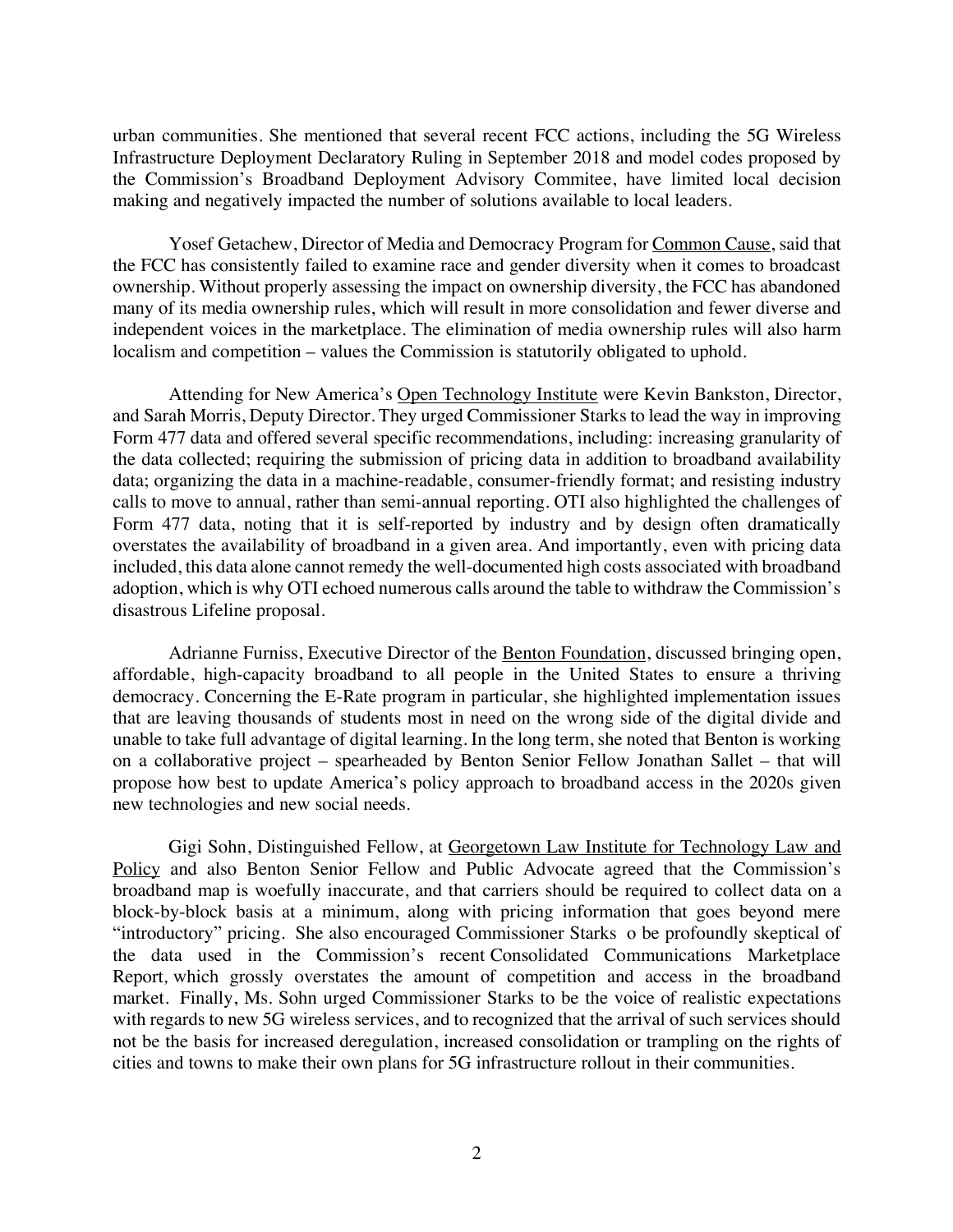urban communities. She mentioned that several recent FCC actions, including the 5G Wireless Infrastructure Deployment Declaratory Ruling in September 2018 and model codes proposed by the Commission's Broadband Deployment Advisory Commitee, have limited local decision making and negatively impacted the number of solutions available to local leaders.

Yosef Getachew, Director of Media and Democracy Program for Common Cause, said that the FCC has consistently failed to examine race and gender diversity when it comes to broadcast ownership. Without properly assessing the impact on ownership diversity, the FCC has abandoned many of its media ownership rules, which will result in more consolidation and fewer diverse and independent voices in the marketplace. The elimination of media ownership rules will also harm localism and competition – values the Commission is statutorily obligated to uphold.

Attending for New America's Open Technology Institute were Kevin Bankston, Director, and Sarah Morris, Deputy Director. They urged Commissioner Starks to lead the way in improving Form 477 data and offered several specific recommendations, including: increasing granularity of the data collected; requiring the submission of pricing data in addition to broadband availability data; organizing the data in a machine-readable, consumer-friendly format; and resisting industry calls to move to annual, rather than semi-annual reporting. OTI also highlighted the challenges of Form 477 data, noting that it is self-reported by industry and by design often dramatically overstates the availability of broadband in a given area. And importantly, even with pricing data included, this data alone cannot remedy the well-documented high costs associated with broadband adoption, which is why OTI echoed numerous calls around the table to withdraw the Commission's disastrous Lifeline proposal.

Adrianne Furniss, Executive Director of the Benton Foundation, discussed bringing open, affordable, high-capacity broadband to all people in the United States to ensure a thriving democracy. Concerning the E-Rate program in particular, she highlighted implementation issues that are leaving thousands of students most in need on the wrong side of the digital divide and unable to take full advantage of digital learning. In the long term, she noted that Benton is working on a collaborative project – spearheaded by Benton Senior Fellow Jonathan Sallet – that will propose how best to update America's policy approach to broadband access in the 2020s given new technologies and new social needs.

Gigi Sohn, Distinguished Fellow, at Georgetown Law Institute for Technology Law and Policy and also Benton Senior Fellow and Public Advocate agreed that the Commission's broadband map is woefully inaccurate, and that carriers should be required to collect data on a block-by-block basis at a minimum, along with pricing information that goes beyond mere "introductory" pricing. She also encouraged Commissioner Starks o be profoundly skeptical of the data used in the Commission's recent Consolidated Communications Marketplace Report, which grossly overstates the amount of competition and access in the broadband market. Finally, Ms. Sohn urged Commissioner Starks to be the voice of realistic expectations with regards to new 5G wireless services, and to recognized that the arrival of such services should not be the basis for increased deregulation, increased consolidation or trampling on the rights of cities and towns to make their own plans for 5G infrastructure rollout in their communities.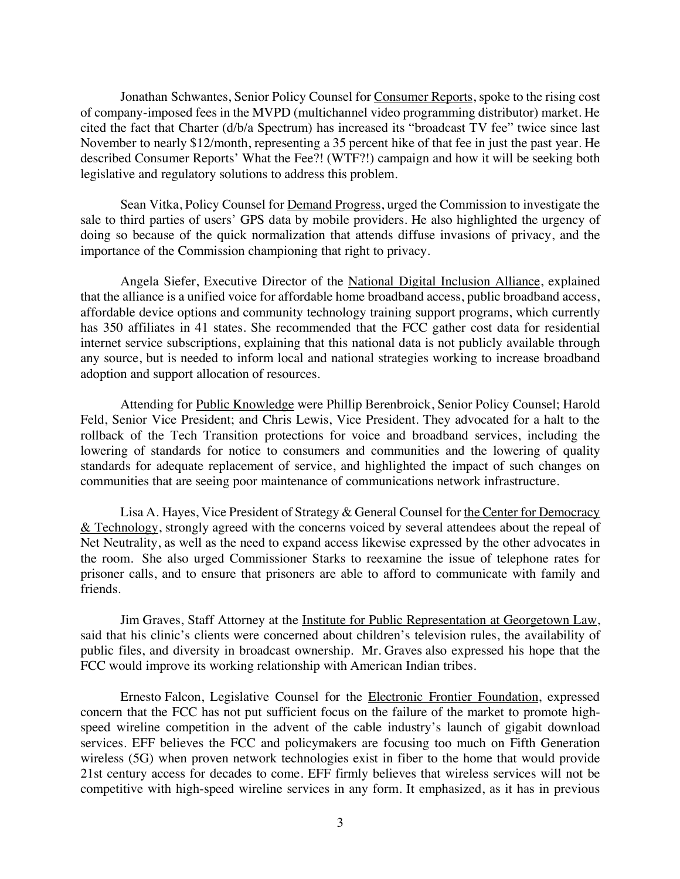Jonathan Schwantes, Senior Policy Counsel for Consumer Reports, spoke to the rising cost of company-imposed fees in the MVPD (multichannel video programming distributor) market. He cited the fact that Charter (d/b/a Spectrum) has increased its "broadcast TV fee" twice since last November to nearly $12/month, representing a 35 percent hike of that fee in just the past year. He described Consumer Reports' What the Fee?! (WTF?!) campaign and how it will be seeking both legislative and regulatory solutions to address this problem.

Sean Vitka, Policy Counsel for Demand Progress, urged the Commission to investigate the sale to third parties of users' GPS data by mobile providers. He also highlighted the urgency of doing so because of the quick normalization that attends diffuse invasions of privacy, and the importance of the Commission championing that right to privacy.

Angela Siefer, Executive Director of the National Digital Inclusion Alliance, explained that the alliance is a unified voice for affordable home broadband access, public broadband access, affordable device options and community technology training support programs, which currently has 350 affiliates in 41 states. She recommended that the FCC gather cost data for residential internet service subscriptions, explaining that this national data is not publicly available through any source, but is needed to inform local and national strategies working to increase broadband adoption and support allocation of resources.

Attending for Public Knowledge were Phillip Berenbroick, Senior Policy Counsel; Harold Feld, Senior Vice President; and Chris Lewis, Vice President. They advocated for a halt to the rollback of the Tech Transition protections for voice and broadband services, including the lowering of standards for notice to consumers and communities and the lowering of quality standards for adequate replacement of service, and highlighted the impact of such changes on communities that are seeing poor maintenance of communications network infrastructure.

Lisa A. Hayes, Vice President of Strategy & General Counsel for the Center for Democracy & Technology, strongly agreed with the concerns voiced by several attendees about the repeal of Net Neutrality, as well as the need to expand access likewise expressed by the other advocates in the room. She also urged Commissioner Starks to reexamine the issue of telephone rates for prisoner calls, and to ensure that prisoners are able to afford to communicate with family and friends.

Jim Graves, Staff Attorney at the Institute for Public Representation at Georgetown Law, said that his clinic's clients were concerned about children's television rules, the availability of public files, and diversity in broadcast ownership. Mr. Graves also expressed his hope that the FCC would improve its working relationship with American Indian tribes.

Ernesto Falcon, Legislative Counsel for the Electronic Frontier Foundation, expressed concern that the FCC has not put sufficient focus on the failure of the market to promote high-speed wireline competition in the advent of the cable industry's launch of gigabit download services. EFF believes the FCC and policymakers are focusing too much on Fifth Generation wireless (5G) when proven network technologies exist in fiber to the home that would provide 21st century access for decades to come. EFF firmly believes that wireless services will not be competitive with high-speed wireline services in any form. It emphasized, as it has in previous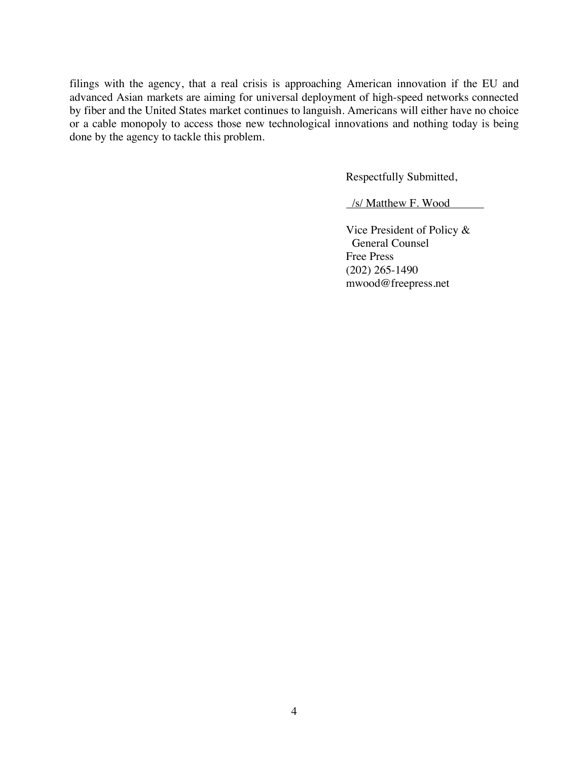filings with the agency, that a real crisis is approaching American innovation if the EU and advanced Asian markets are aiming for universal deployment of high-speed networks connected by fiber and the United States market continues to languish. Americans will either have no choice or a cable monopoly to access those new technological innovations and nothing today is being done by the agency to tackle this problem.

Respectfully Submitted,

/s/ Matthew F. Wood

Vice President of Policy &
General Counsel
Free Press
(202) 265-1490
mwood@freepress.net